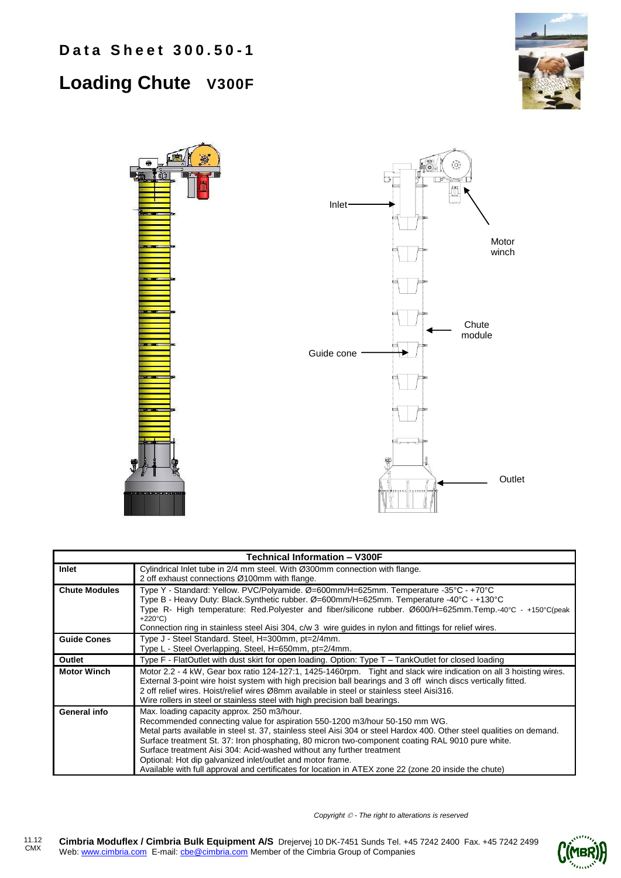# Data Sheet 300.50-1

# Loading Chute V300F

Inlet

Motor winch

Chute module

Guide cone

Outlet

| Technical Information – V300F | |
|---|---|
| **Inlet** | Cylindrical Inlet tube in 2/4 mm steel. With Ø300mm connection with flange.<br>2 off exhaust connections Ø100mm with flange. |
| **Chute Modules** | Type Y - Standard: Yellow. PVC/Polyamide. Ø=600mm/H=625mm. Temperature -35°C - +70°C<br>Type B - Heavy Duty: Black.Synthetic rubber. Ø=600mm/H=625mm. Temperature -40°C - +130°C<br>Type R- High temperature: Red.Polyester and fiber/silicone rubber. Ø600/H=625mm.Temp.-40°C - +150°C(peak +220°C)<br>Connection ring in stainless steel Aisi 304, c/w 3 wire guides in nylon and fittings for relief wires. |
| **Guide Cones** | Type J - Steel Standard. Steel, H=300mm, pt=2/4mm.<br>Type L - Steel Overlapping. Steel, H=650mm, pt=2/4mm. |
| **Outlet** | Type F - FlatOutlet with dust skirt for open loading. Option: Type T – TankOutlet for closed loading |
| **Motor Winch** | Motor 2.2 - 4 kW, Gear box ratio 124-127:1, 1425-1460rpm. Tight and slack wire indication on all 3 hoisting wires.<br>External 3-point wire hoist system with high precision ball bearings and 3 off winch discs vertically fitted.<br>2 off relief wires. Hoist/relief wires Ø8mm available in steel or stainless steel Aisi316.<br>Wire rollers in steel or stainless steel with high precision ball bearings. |
| **General info** | Max. loading capacity approx. 250 m3/hour.<br>Recommended connecting value for aspiration 550-1200 m3/hour 50-150 mm WG.<br>Metal parts available in steel st. 37, stainless steel Aisi 304 or steel Hardox 400. Other steel qualities on demand.<br>Surface treatment St. 37: Iron phosphating, 80 micron two-component coating RAL 9010 pure white.<br>Surface treatment Aisi 304: Acid-washed without any further treatment<br>Optional: Hot dip galvanized inlet/outlet and motor frame.<br>Available with full approval and certificates for location in ATEX zone 22 (zone 20 inside the chute) |

*Copyright © - The right to alterations is reserved*

11.12
CMX

**Cimbria Moduflex / Cimbria Bulk Equipment A/S** Drejervej 10 DK-7451 Sunds Tel. +45 7242 2400 Fax. +45 7242 2499
Web: www.cimbria.com E-mail: cbe@cimbria.com Member of the Cimbria Group of Companies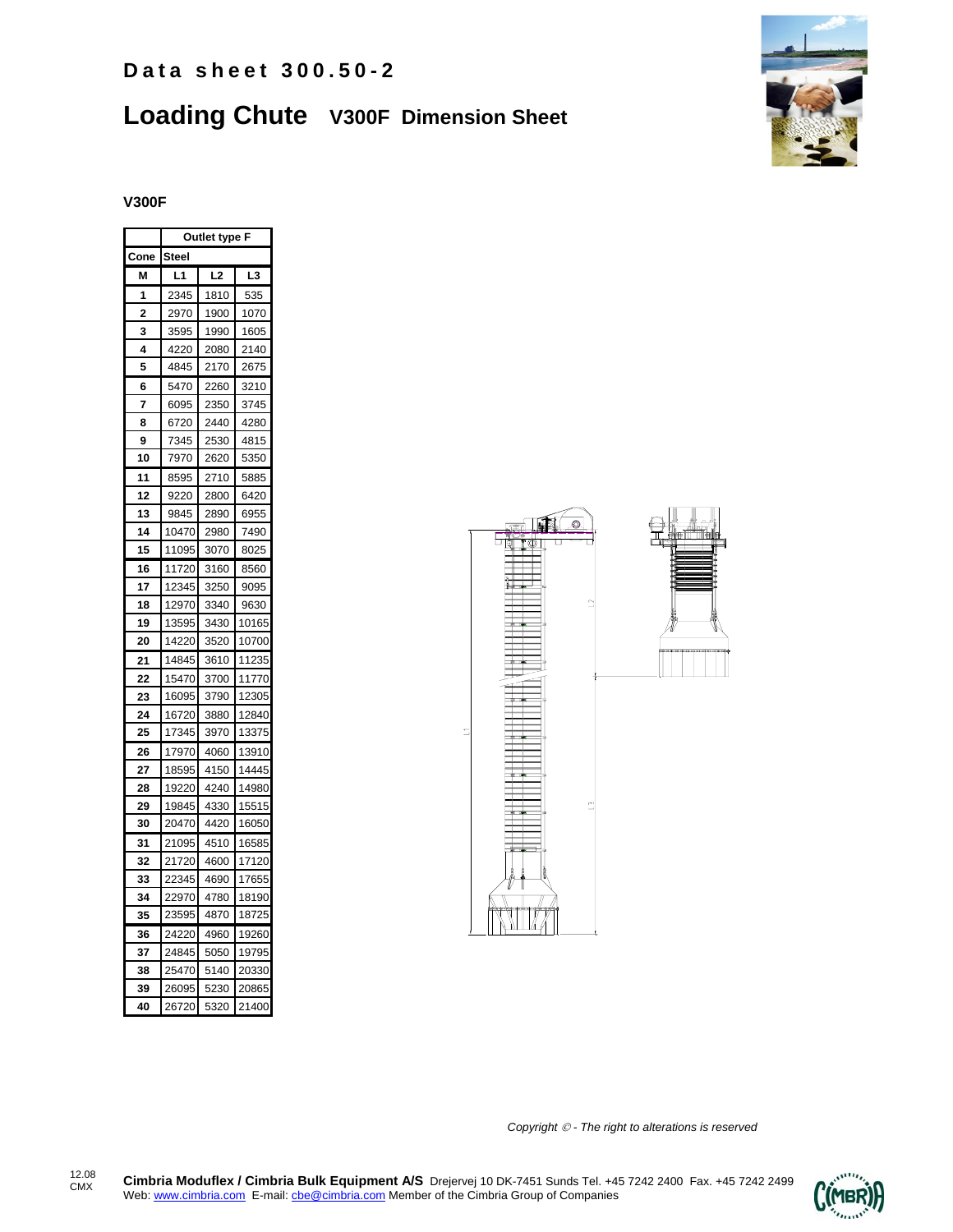# Data sheet 300.50-2

# Loading Chute V300F Dimension Sheet

**V300F**

| | Outlet type F | | |
|---|---|---|---|
| **Cone** | **Steel** | | |
| **M** | **L1** | **L2** | **L3** |
| **1** | 2345 | 1810 | 535 |
| **2** | 2970 | 1900 | 1070 |
| **3** | 3595 | 1990 | 1605 |
| **4** | 4220 | 2080 | 2140 |
| **5** | 4845 | 2170 | 2675 |
| **6** | 5470 | 2260 | 3210 |
| **7** | 6095 | 2350 | 3745 |
| **8** | 6720 | 2440 | 4280 |
| **9** | 7345 | 2530 | 4815 |
| **10** | 7970 | 2620 | 5350 |
| **11** | 8595 | 2710 | 5885 |
| **12** | 9220 | 2800 | 6420 |
| **13** | 9845 | 2890 | 6955 |
| **14** | 10470 | 2980 | 7490 |
| **15** | 11095 | 3070 | 8025 |
| **16** | 11720 | 3160 | 8560 |
| **17** | 12345 | 3250 | 9095 |
| **18** | 12970 | 3340 | 9630 |
| **19** | 13595 | 3430 | 10165 |
| **20** | 14220 | 3520 | 10700 |
| **21** | 14845 | 3610 | 11235 |
| **22** | 15470 | 3700 | 11770 |
| **23** | 16095 | 3790 | 12305 |
| **24** | 16720 | 3880 | 12840 |
| **25** | 17345 | 3970 | 13375 |
| **26** | 17970 | 4060 | 13910 |
| **27** | 18595 | 4150 | 14445 |
| **28** | 19220 | 4240 | 14980 |
| **29** | 19845 | 4330 | 15515 |
| **30** | 20470 | 4420 | 16050 |
| **31** | 21095 | 4510 | 16585 |
| **32** | 21720 | 4600 | 17120 |
| **33** | 22345 | 4690 | 17655 |
| **34** | 22970 | 4780 | 18190 |
| **35** | 23595 | 4870 | 18725 |
| **36** | 24220 | 4960 | 19260 |
| **37** | 24845 | 5050 | 19795 |
| **38** | 25470 | 5140 | 20330 |
| **39** | 26095 | 5230 | 20865 |
| **40** | 26720 | 5320 | 21400 |

L1

L2

L3

*Copyright © - The right to alterations is reserved*

12.08
CMX

**Cimbria Moduflex / Cimbria Bulk Equipment A/S** Drejervej 10 DK-7451 Sunds Tel. +45 7242 2400 Fax. +45 7242 2499
Web: www.cimbria.com E-mail: cbe@cimbria.com Member of the Cimbria Group of Companies